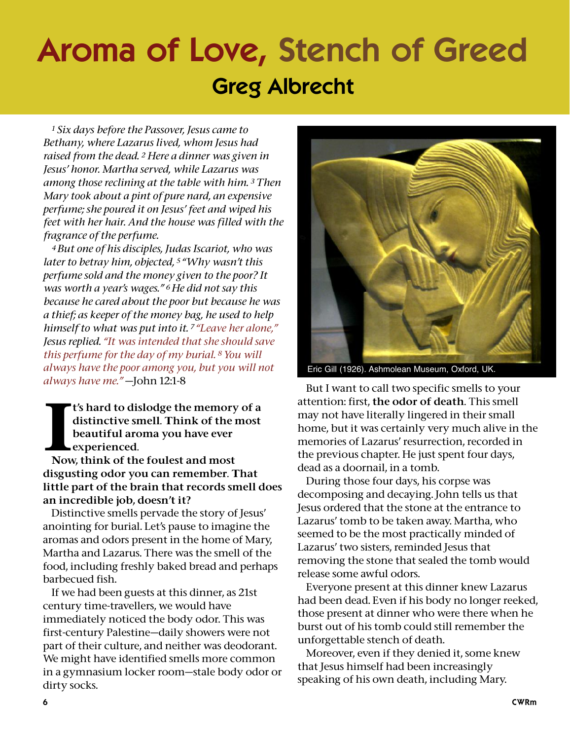# Aroma of Love, Stench of Greed

## Greg Albrecht

*[1] Six days before the Passover, Jesus came to Bethany, where Lazarus lived, whom Jesus had raised from the dead. [2] Here a dinner was given in Jesus' honor. Martha served, while Lazarus was among those reclining at the table with him. [3] Then Mary took about a pint of pure nard, an expensive perfume; she poured it on Jesus' feet and wiped his feet with her hair. And the house was filled with the fragrance of the perfume.*

*[4] But one of his disciples, Judas Iscariot, who was later to betray him, objected, [5] "Why wasn't this perfume sold and the money given to the poor? It was worth a year's wages." [6] He did not say this because he cared about the poor but because he was a thief; as keeper of the money bag, he used to help himself to what was put into it. [7] "Leave her alone," Jesus replied. "It was intended that she should save this perfume for the day of my burial. [8] You will always have the poor among you, but you will not always have me."* —John 12:1-8

**It's hard to dislodge the memory of a distinctive smell. Think of the most beautiful aroma you have ever experienced.**

**Now, think of the foulest and most disgusting odor you can remember. That little part of the brain that records smell does an incredible job, doesn't it?**

Distinctive smells pervade the story of Jesus' anointing for burial. Let's pause to imagine the aromas and odors present in the home of Mary, Martha and Lazarus. There was the smell of the food, including freshly baked bread and perhaps barbecued fish.

If we had been guests at this dinner, as 21st century time-travellers, we would have immediately noticed the body odor. This was first-century Palestine—daily showers were not part of their culture, and neither was deodorant. We might have identified smells more common in a gymnasium locker room—stale body odor or dirty socks.

Eric Gill (1926). Ashmolean Museum, Oxford, UK.

But I want to call two specific smells to your attention: first, **the odor of death**. This smell may not have literally lingered in their small home, but it was certainly very much alive in the memories of Lazarus' resurrection, recorded in the previous chapter. He just spent four days, dead as a doornail, in a tomb.

During those four days, his corpse was decomposing and decaying. John tells us that Jesus ordered that the stone at the entrance to Lazarus' tomb to be taken away. Martha, who seemed to be the most practically minded of Lazarus' two sisters, reminded Jesus that removing the stone that sealed the tomb would release some awful odors.

Everyone present at this dinner knew Lazarus had been dead. Even if his body no longer reeked, those present at dinner who were there when he burst out of his tomb could still remember the unforgettable stench of death.

Moreover, even if they denied it, some knew that Jesus himself had been increasingly speaking of his own death, including Mary.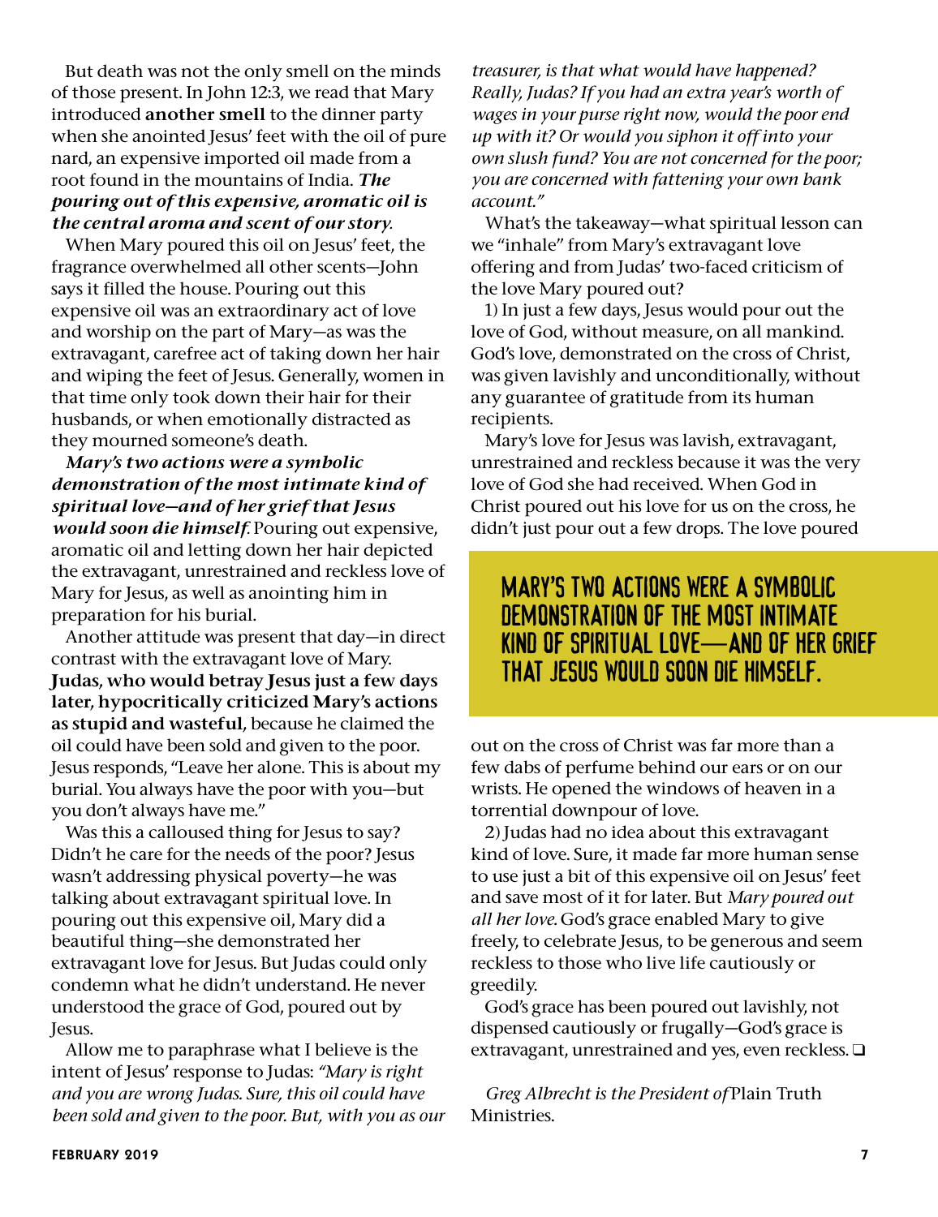But death was not the only smell on the minds of those present. In John 12:3, we read that Mary introduced **another smell** to the dinner party when she anointed Jesus' feet with the oil of pure nard, an expensive imported oil made from a root found in the mountains of India. ***The pouring out of this expensive, aromatic oil is the central aroma and scent of our story.***

When Mary poured this oil on Jesus' feet, the fragrance overwhelmed all other scents—John says it filled the house. Pouring out this expensive oil was an extraordinary act of love and worship on the part of Mary—as was the extravagant, carefree act of taking down her hair and wiping the feet of Jesus. Generally, women in that time only took down their hair for their husbands, or when emotionally distracted as they mourned someone's death.

***Mary's two actions were a symbolic demonstration of the most intimate kind of spiritual love—and of her grief that Jesus would soon die himself.*** Pouring out expensive, aromatic oil and letting down her hair depicted the extravagant, unrestrained and reckless love of Mary for Jesus, as well as anointing him in preparation for his burial.

Another attitude was present that day—in direct contrast with the extravagant love of Mary. **Judas, who would betray Jesus just a few days later, hypocritically criticized Mary's actions as stupid and wasteful**, because he claimed the oil could have been sold and given to the poor. Jesus responds, "Leave her alone. This is about my burial. You always have the poor with you—but you don't always have me."

Was this a calloused thing for Jesus to say? Didn't he care for the needs of the poor? Jesus wasn't addressing physical poverty—he was talking about extravagant spiritual love. In pouring out this expensive oil, Mary did a beautiful thing—she demonstrated her extravagant love for Jesus. But Judas could only condemn what he didn't understand. He never understood the grace of God, poured out by Jesus.

Allow me to paraphrase what I believe is the intent of Jesus' response to Judas: *"Mary is right and you are wrong Judas. Sure, this oil could have been sold and given to the poor. But, with you as our treasurer, is that what would have happened? Really, Judas? If you had an extra year's worth of wages in your purse right now, would the poor end up with it? Or would you siphon it off into your own slush fund? You are not concerned for the poor; you are concerned with fattening your own bank account."*

What's the takeaway—what spiritual lesson can we "inhale" from Mary's extravagant love offering and from Judas' two-faced criticism of the love Mary poured out?

1) In just a few days, Jesus would pour out the love of God, without measure, on all mankind. God's love, demonstrated on the cross of Christ, was given lavishly and unconditionally, without any guarantee of gratitude from its human recipients.

Mary's love for Jesus was lavish, extravagant, unrestrained and reckless because it was the very love of God she had received. When God in Christ poured out his love for us on the cross, he didn't just pour out a few drops. The love poured out on the cross of Christ was far more than a few dabs of perfume behind our ears or on our wrists. He opened the windows of heaven in a torrential downpour of love.

> MARY'S TWO ACTIONS WERE A SYMBOLIC DEMONSTRATION OF THE MOST INTIMATE KIND OF SPIRITUAL LOVE—AND OF HER GRIEF THAT JESUS WOULD SOON DIE HIMSELF.

2) Judas had no idea about this extravagant kind of love. Sure, it made far more human sense to use just a bit of this expensive oil on Jesus' feet and save most of it for later. But *Mary poured out all her love.* God's grace enabled Mary to give freely, to celebrate Jesus, to be generous and seem reckless to those who live life cautiously or greedily.

God's grace has been poured out lavishly, not dispensed cautiously or frugally—God's grace is extravagant, unrestrained and yes, even reckless. ❑

*Greg Albrecht is the President of* Plain Truth Ministries.